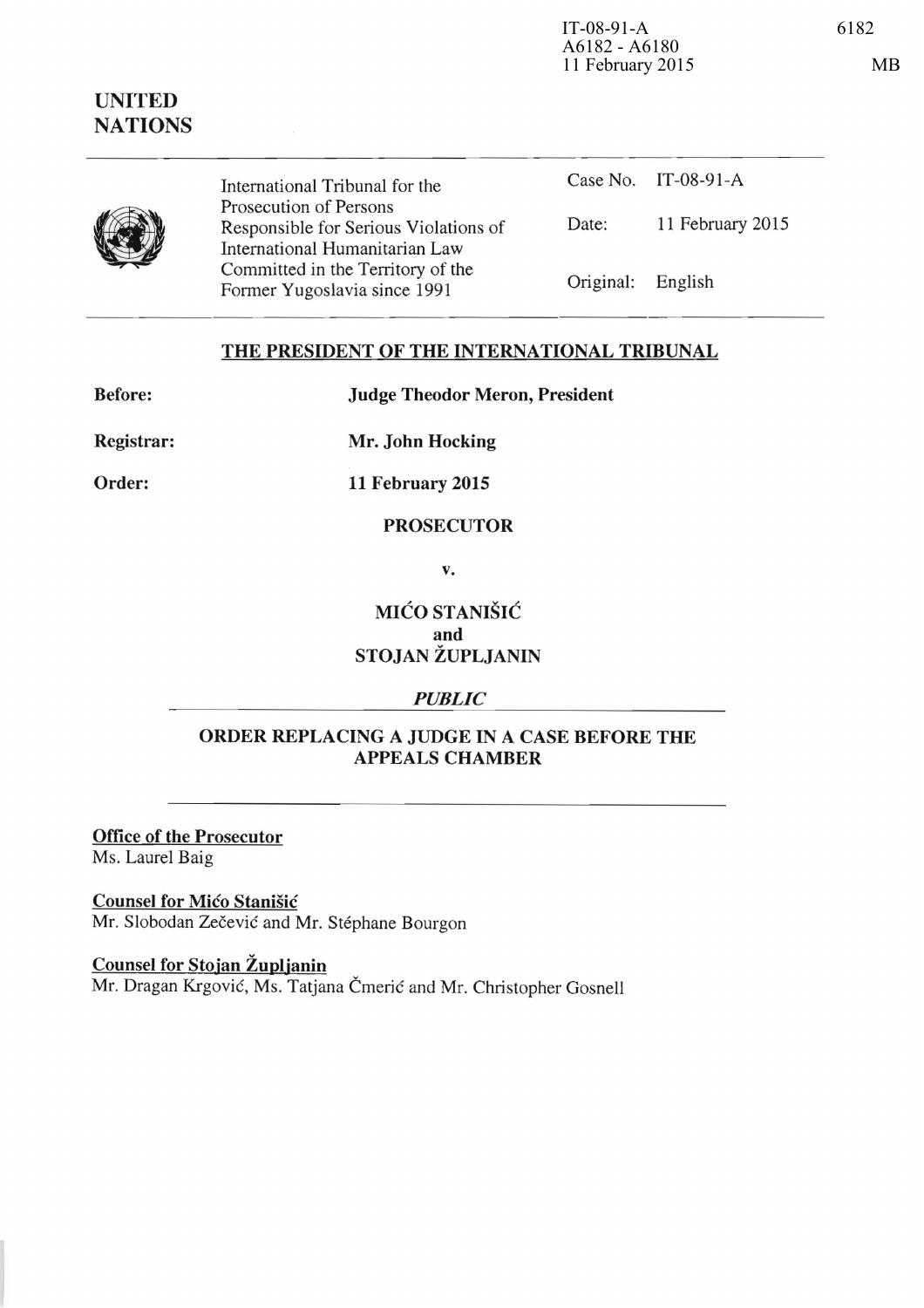IT-08-91-A
A6182 - A6180
11 February 2015

**UNITED NATIONS**

International Tribunal for the Prosecution of Persons Responsible for Serious Violations of International Humanitarian Law Committed in the Territory of the Former Yugoslavia since 1991

| | |
|---|---|
| Case No. | IT-08-91-A |
| Date: | 11 February 2015 |
| Original: | English |

## THE PRESIDENT OF THE INTERNATIONAL TRIBUNAL

**Before:** **Judge Theodor Meron, President**

**Registrar:** **Mr. John Hocking**

**Order:** **11 February 2015**

**PROSECUTOR**

**v.**

**MIĆO STANIŠIĆ and STOJAN ŽUPLJANIN**

***PUBLIC***

## ORDER REPLACING A JUDGE IN A CASE BEFORE THE APPEALS CHAMBER

**Office of the Prosecutor**
Ms. Laurel Baig

**Counsel for Mićo Stanišić**
Mr. Slobodan Zečević and Mr. Stéphane Bourgon

**Counsel for Stojan Župljanin**
Mr. Dragan Krgović, Ms. Tatjana Čmerić and Mr. Christopher Gosnell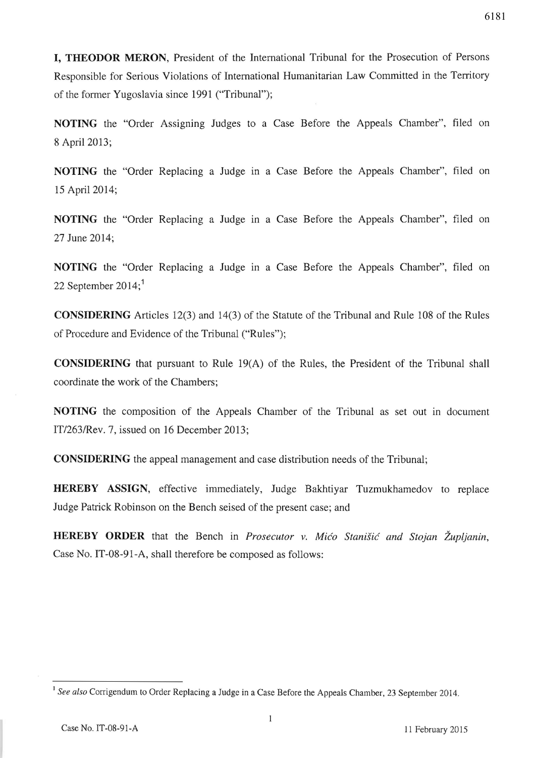**I, THEODOR MERON**, President of the International Tribunal for the Prosecution of Persons Responsible for Serious Violations of International Humanitarian Law Committed in the Territory of the former Yugoslavia since 1991 ("Tribunal");

**NOTING** the "Order Assigning Judges to a Case Before the Appeals Chamber", filed on 8 April 2013;

**NOTING** the "Order Replacing a Judge in a Case Before the Appeals Chamber", filed on 15 April 2014;

**NOTING** the "Order Replacing a Judge in a Case Before the Appeals Chamber", filed on 27 June 2014;

**NOTING** the "Order Replacing a Judge in a Case Before the Appeals Chamber", filed on 22 September 2014;[1]

**CONSIDERING** Articles 12(3) and 14(3) of the Statute of the Tribunal and Rule 108 of the Rules of Procedure and Evidence of the Tribunal ("Rules");

**CONSIDERING** that pursuant to Rule 19(A) of the Rules, the President of the Tribunal shall coordinate the work of the Chambers;

**NOTING** the composition of the Appeals Chamber of the Tribunal as set out in document IT/263/Rev. 7, issued on 16 December 2013;

**CONSIDERING** the appeal management and case distribution needs of the Tribunal;

**HEREBY ASSIGN**, effective immediately, Judge Bakhtiyar Tuzmukhamedov to replace Judge Patrick Robinson on the Bench seised of the present case; and

**HEREBY ORDER** that the Bench in *Prosecutor v. Mićo Stanišić and Stojan Župljanin*, Case No. IT-08-91-A, shall therefore be composed as follows:

---

[1] *See also* Corrigendum to Order Replacing a Judge in a Case Before the Appeals Chamber, 23 September 2014.

Case No. IT-08-91-A — 11 February 2015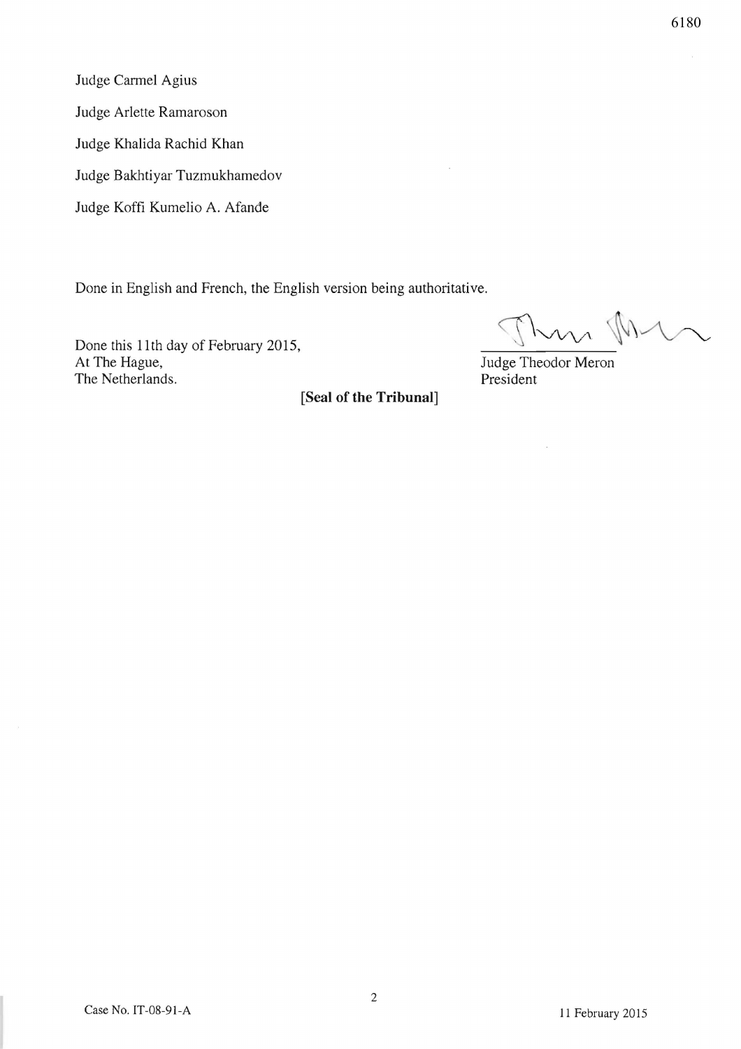Judge Carmel Agius

Judge Arlette Ramaroson

Judge Khalida Rachid Khan

Judge Bakhtiyar Tuzmukhamedov

Judge Koffi Kumelio A. Afande

Done in English and French, the English version being authoritative.

Done this 11th day of February 2015,
At The Hague,
The Netherlands.

Judge Theodor Meron
President

**[Seal of the Tribunal]**